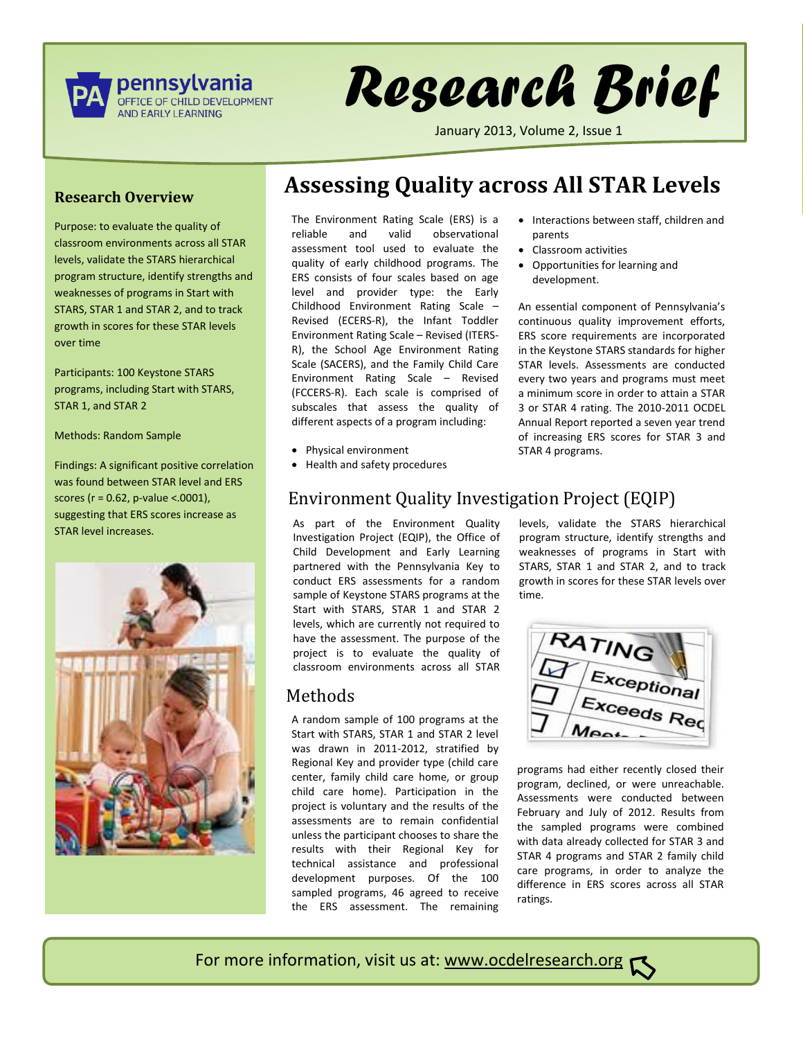pennsylvania
OFFICE OF CHILD DEVELOPMENT AND EARLY LEARNING

# Research Brief

January 2013, Volume 2, Issue 1

### Research Overview

Purpose: to evaluate the quality of classroom environments across all STAR levels, validate the STARS hierarchical program structure, identify strengths and weaknesses of programs in Start with STARS, STAR 1 and STAR 2, and to track growth in scores for these STAR levels over time

Participants: 100 Keystone STARS programs, including Start with STARS, STAR 1, and STAR 2

Methods: Random Sample

Findings: A significant positive correlation was found between STAR level and ERS scores ($r = 0.62$, p-value <.0001), suggesting that ERS scores increase as STAR level increases.

## Assessing Quality across All STAR Levels

The Environment Rating Scale (ERS) is a reliable and valid observational assessment tool used to evaluate the quality of early childhood programs. The ERS consists of four scales based on age level and provider type: the Early Childhood Environment Rating Scale – Revised (ECERS-R), the Infant Toddler Environment Rating Scale – Revised (ITERS-R), the School Age Environment Rating Scale (SACERS), and the Family Child Care Environment Rating Scale – Revised (FCCERS-R). Each scale is comprised of subscales that assess the quality of different aspects of a program including:

- Physical environment
- Health and safety procedures
- Interactions between staff, children and parents
- Classroom activities
- Opportunities for learning and development.

An essential component of Pennsylvania's continuous quality improvement efforts, ERS score requirements are incorporated in the Keystone STARS standards for higher STAR levels. Assessments are conducted every two years and programs must meet a minimum score in order to attain a STAR 3 or STAR 4 rating. The 2010-2011 OCDEL Annual Report reported a seven year trend of increasing ERS scores for STAR 3 and STAR 4 programs.

## Environment Quality Investigation Project (EQIP)

As part of the Environment Quality Investigation Project (EQIP), the Office of Child Development and Early Learning partnered with the Pennsylvania Key to conduct ERS assessments for a random sample of Keystone STARS programs at the Start with STARS, STAR 1 and STAR 2 levels, which are currently not required to have the assessment. The purpose of the project is to evaluate the quality of classroom environments across all STAR levels, validate the STARS hierarchical program structure, identify strengths and weaknesses of programs in Start with STARS, STAR 1 and STAR 2, and to track growth in scores for these STAR levels over time.

## Methods

A random sample of 100 programs at the Start with STARS, STAR 1 and STAR 2 level was drawn in 2011-2012, stratified by Regional Key and provider type (child care center, family child care home, or group child care home). Participation in the project is voluntary and the results of the assessments are to remain confidential unless the participant chooses to share the results with their Regional Key for technical assistance and professional development purposes. Of the 100 sampled programs, 46 agreed to receive the ERS assessment. The remaining programs had either recently closed their program, declined, or were unreachable. Assessments were conducted between February and July of 2012. Results from the sampled programs were combined with data already collected for STAR 3 and STAR 4 programs and STAR 2 family child care programs, in order to analyze the difference in ERS scores across all STAR ratings.

For more information, visit us at: www.ocdelresearch.org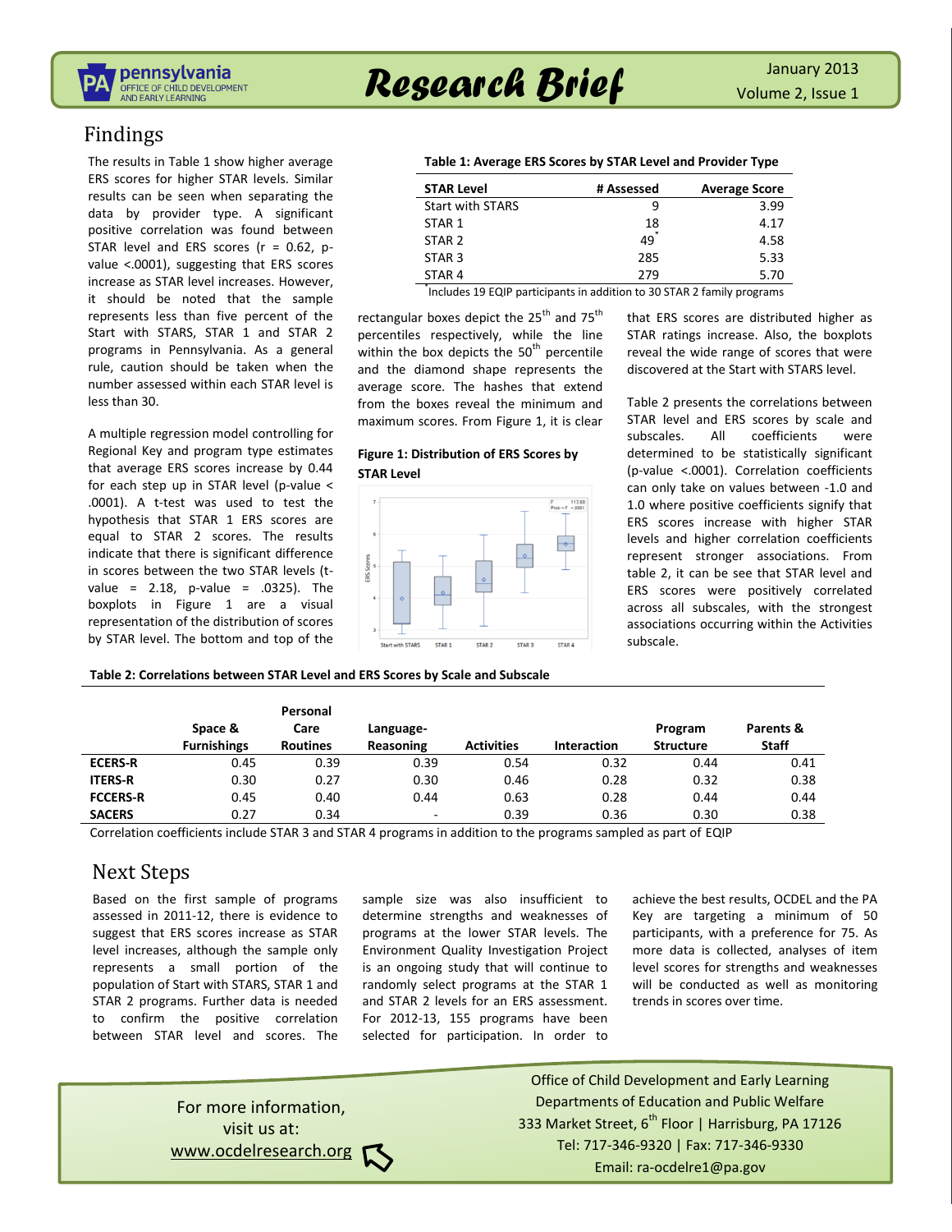## Findings

The results in Table 1 show higher average ERS scores for higher STAR levels. Similar results can be seen when separating the data by provider type. A significant positive correlation was found between STAR level and ERS scores (r = 0.62, p-value <.0001), suggesting that ERS scores increase as STAR level increases. However, it should be noted that the sample represents less than five percent of the Start with STARS, STAR 1 and STAR 2 programs in Pennsylvania. As a general rule, caution should be taken when the number assessed within each STAR level is less than 30.

A multiple regression model controlling for Regional Key and program type estimates that average ERS scores increase by 0.44 for each step up in STAR level (p-value < .0001). A t-test was used to test the hypothesis that STAR 1 ERS scores are equal to STAR 2 scores. The results indicate that there is significant difference in scores between the two STAR levels (t-value = 2.18, p-value = .0325). The boxplots in Figure 1 are a visual representation of the distribution of scores by STAR level. The bottom and top of the rectangular boxes depict the 25th and 75th percentiles respectively, while the line within the box depicts the 50th percentile and the diamond shape represents the average score. The hashes that extend from the boxes reveal the minimum and maximum scores. From Figure 1, it is clear that ERS scores are distributed higher as STAR ratings increase. Also, the boxplots reveal the wide range of scores that were discovered at the Start with STARS level.

**Table 1: Average ERS Scores by STAR Level and Provider Type**

| STAR Level | # Assessed | Average Score |
|---|---|---|
| Start with STARS | 9 | 3.99 |
| STAR 1 | 18 | 4.17 |
| STAR 2 | 49* | 4.58 |
| STAR 3 | 285 | 5.33 |
| STAR 4 | 279 | 5.70 |

*Includes 19 EQIP participants in addition to 30 STAR 2 family programs

**Figure 1: Distribution of ERS Scores by STAR Level**

ERS Scores
7
6
5
4
3
F 113.89
Prob > F <.0001
Start with STARS
STAR 1
STAR 2
STAR 3
STAR 4

Table 2 presents the correlations between STAR level and ERS scores by scale and subscales. All coefficients were determined to be statistically significant (p-value <.0001). Correlation coefficients can only take on values between -1.0 and 1.0 where positive coefficients signify that ERS scores increase with higher STAR levels and higher correlation coefficients represent stronger associations. From table 2, it can be see that STAR level and ERS scores were positively correlated across all subscales, with the strongest associations occurring within the Activities subscale.

**Table 2: Correlations between STAR Level and ERS Scores by Scale and Subscale**

| | Space & Furnishings | Personal Care Routines | Language-Reasoning | Activities | Interaction | Program Structure | Parents & Staff |
|---|---|---|---|---|---|---|---|
| **ECERS-R** | 0.45 | 0.39 | 0.39 | 0.54 | 0.32 | 0.44 | 0.41 |
| **ITERS-R** | 0.30 | 0.27 | 0.30 | 0.46 | 0.28 | 0.32 | 0.38 |
| **FCCERS-R** | 0.45 | 0.40 | 0.44 | 0.63 | 0.28 | 0.44 | 0.44 |
| **SACERS** | 0.27 | 0.34 | - | 0.39 | 0.36 | 0.30 | 0.38 |

Correlation coefficients include STAR 3 and STAR 4 programs in addition to the programs sampled as part of EQIP

## Next Steps

Based on the first sample of programs assessed in 2011-12, there is evidence to suggest that ERS scores increase as STAR level increases, although the sample only represents a small portion of the population of Start with STARS, STAR 1 and STAR 2 programs. Further data is needed to confirm the positive correlation between STAR level and scores. The sample size was also insufficient to determine strengths and weaknesses of programs at the lower STAR levels. The Environment Quality Investigation Project is an ongoing study that will continue to randomly select programs at the STAR 1 and STAR 2 levels for an ERS assessment. For 2012-13, 155 programs have been selected for participation. In order to achieve the best results, OCDEL and the PA Key are targeting a minimum of 50 participants, with a preference for 75. As more data is collected, analyses of item level scores for strengths and weaknesses will be conducted as well as monitoring trends in scores over time.

For more information, visit us at: www.ocdelresearch.org

Office of Child Development and Early Learning
Departments of Education and Public Welfare
333 Market Street, 6th Floor | Harrisburg, PA 17126
Tel: 717-346-9320 | Fax: 717-346-9330
Email: ra-ocdelre1@pa.gov